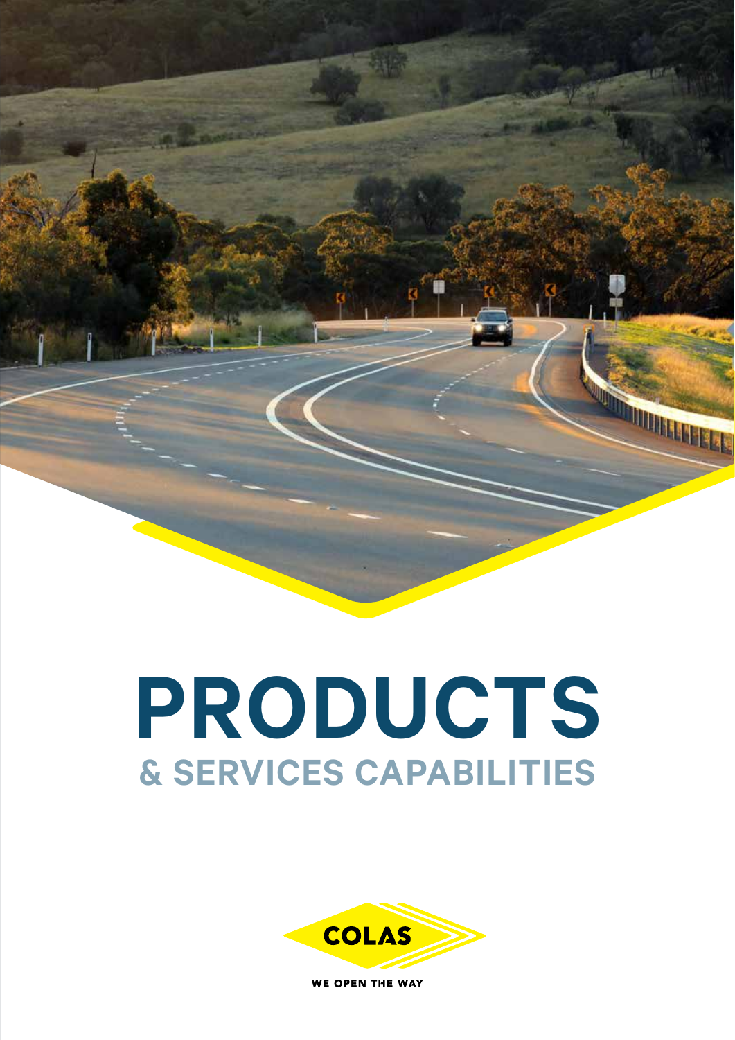# PRODUCTS

## & SERVICES CAPABILITIES

COLAS

WE OPEN THE WAY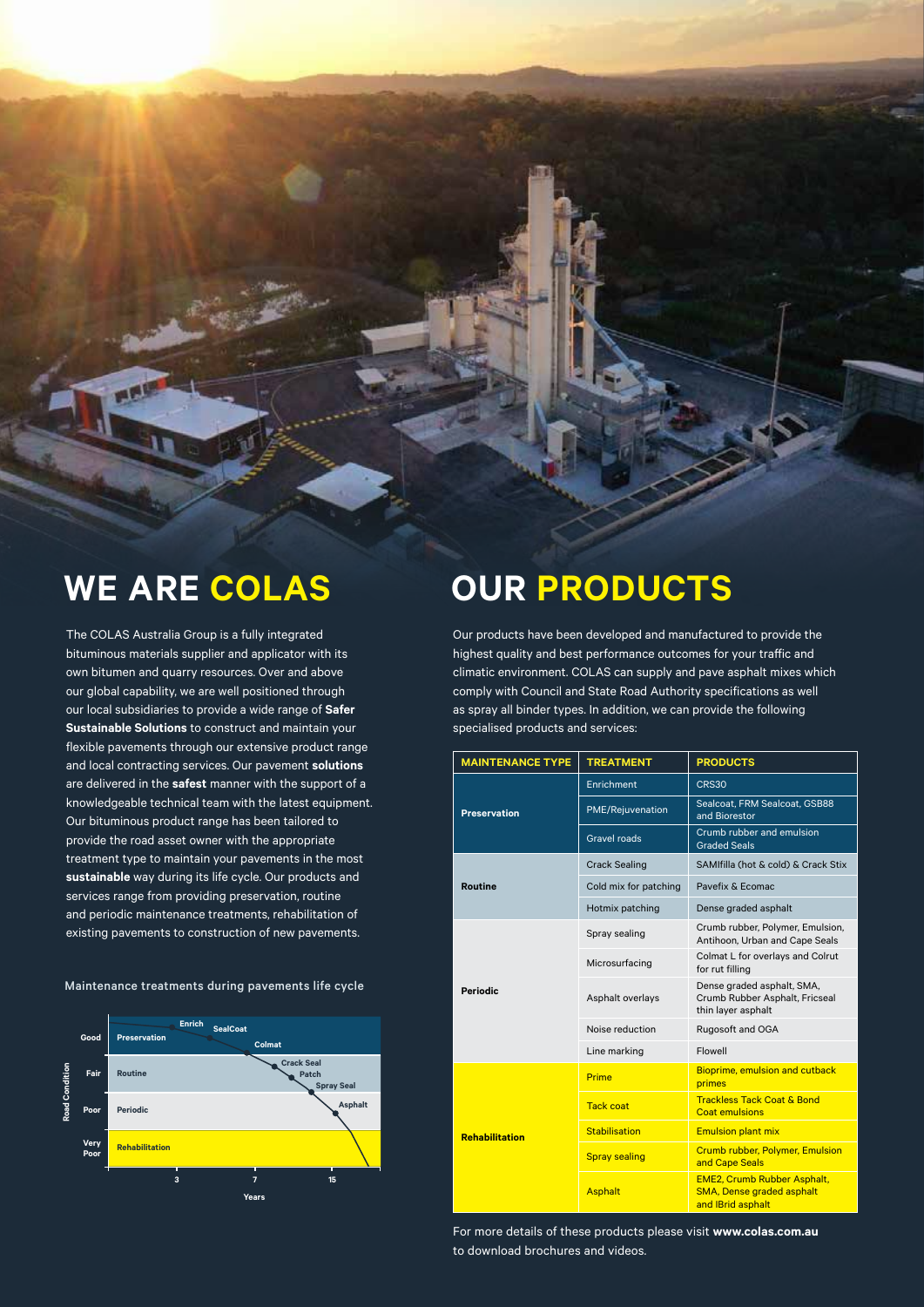## WE ARE COLAS

The COLAS Australia Group is a fully integrated bituminous materials supplier and applicator with its own bitumen and quarry resources. Over and above our global capability, we are well positioned through our local subsidiaries to provide a wide range of **Safer Sustainable Solutions** to construct and maintain your flexible pavements through our extensive product range and local contracting services. Our pavement **solutions** are delivered in the **safest** manner with the support of a knowledgeable technical team with the latest equipment. Our bituminous product range has been tailored to provide the road asset owner with the appropriate treatment type to maintain your pavements in the most **sustainable** way during its life cycle. Our products and services range from providing preservation, routine and periodic maintenance treatments, rehabilitation of existing pavements to construction of new pavements.

Maintenance treatments during pavements life cycle

## OUR PRODUCTS

Our products have been developed and manufactured to provide the highest quality and best performance outcomes for your traffic and climatic environment. COLAS can supply and pave asphalt mixes which comply with Council and State Road Authority specifications as well as spray all binder types. In addition, we can provide the following specialised products and services:

| MAINTENANCE TYPE | TREATMENT | PRODUCTS |
|---|---|---|
| Preservation | Enrichment | CRS30 |
| | PME/Rejuvenation | Sealcoat, FRM Sealcoat, GSB88 and Biorestor |
| | Gravel roads | Crumb rubber and emulsion Graded Seals |
| Routine | Crack Sealing | SAMIfilla (hot & cold) & Crack Stix |
| | Cold mix for patching | Pavefix & Ecomac |
| | Hotmix patching | Dense graded asphalt |
| Periodic | Spray sealing | Crumb rubber, Polymer, Emulsion, Antihoon, Urban and Cape Seals |
| | Microsurfacing | Colmat L for overlays and Colrut for rut filling |
| | Asphalt overlays | Dense graded asphalt, SMA, Crumb Rubber Asphalt, Fricseal thin layer asphalt |
| | Noise reduction | Rugosoft and OGA |
| | Line marking | Flowell |
| Rehabilitation | Prime | Bioprime, emulsion and cutback primes |
| | Tack coat | Trackless Tack Coat & Bond Coat emulsions |
| | Stabilisation | Emulsion plant mix |
| | Spray sealing | Crumb rubber, Polymer, Emulsion and Cape Seals |
| | Asphalt | EME2, Crumb Rubber Asphalt, SMA, Dense graded asphalt and IBrid asphalt |

For more details of these products please visit **www.colas.com.au** to download brochures and videos.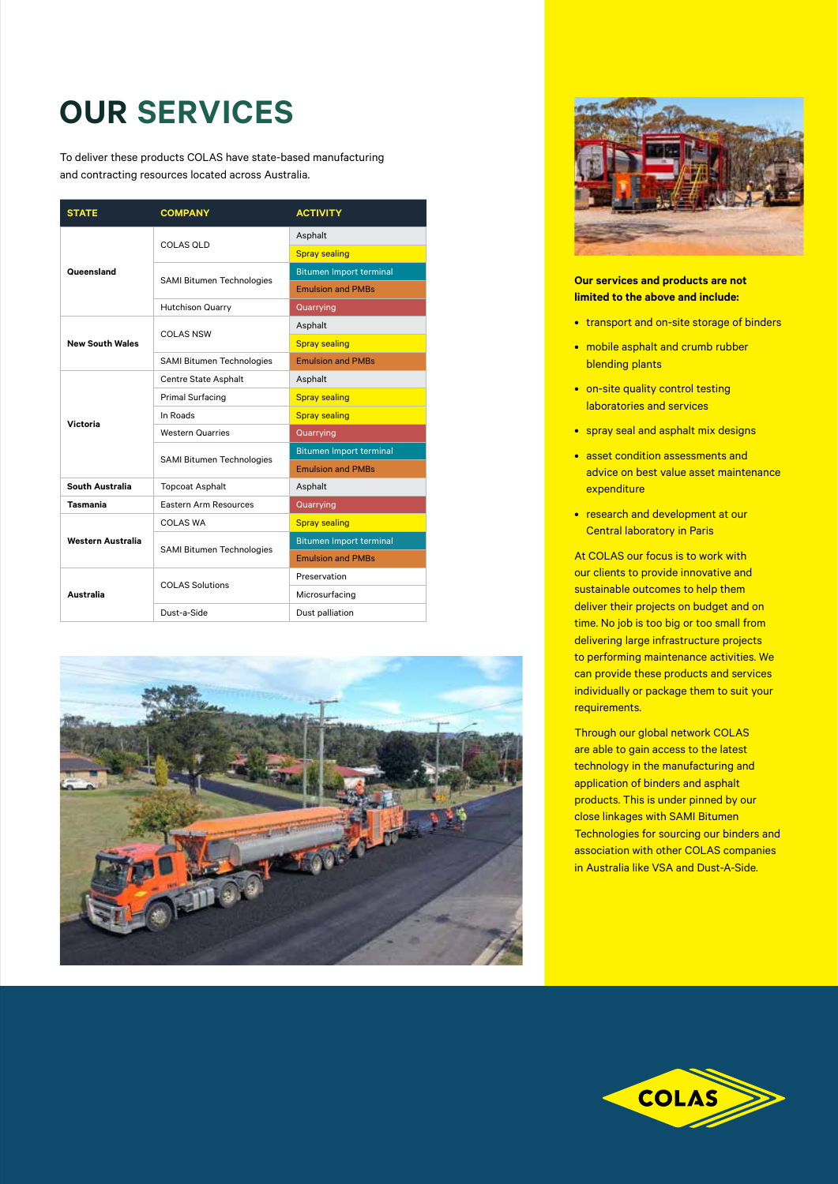# OUR SERVICES

To deliver these products COLAS have state-based manufacturing and contracting resources located across Australia.

| STATE | COMPANY | ACTIVITY |
|---|---|---|
| Queensland | COLAS QLD | Asphalt |
| | | Spray sealing |
| | SAMI Bitumen Technologies | Bitumen Import terminal |
| | | Emulsion and PMBs |
| | Hutchison Quarry | Quarrying |
| New South Wales | COLAS NSW | Asphalt |
| | | Spray sealing |
| | SAMI Bitumen Technologies | Emulsion and PMBs |
| Victoria | Centre State Asphalt | Asphalt |
| | Primal Surfacing | Spray sealing |
| | In Roads | Spray sealing |
| | Western Quarries | Quarrying |
| | SAMI Bitumen Technologies | Bitumen Import terminal |
| | | Emulsion and PMBs |
| South Australia | Topcoat Asphalt | Asphalt |
| Tasmania | Eastern Arm Resources | Quarrying |
| Western Australia | COLAS WA | Spray sealing |
| | SAMI Bitumen Technologies | Bitumen Import terminal |
| | | Emulsion and PMBs |
| Australia | COLAS Solutions | Preservation |
| | | Microsurfacing |
| | Dust-a-Side | Dust palliation |

**Our services and products are not limited to the above and include:**

- transport and on-site storage of binders
- mobile asphalt and crumb rubber blending plants
- on-site quality control testing laboratories and services
- spray seal and asphalt mix designs
- asset condition assessments and advice on best value asset maintenance expenditure
- research and development at our Central laboratory in Paris

At COLAS our focus is to work with our clients to provide innovative and sustainable outcomes to help them deliver their projects on budget and on time. No job is too big or too small from delivering large infrastructure projects to performing maintenance activities. We can provide these products and services individually or package them to suit your requirements.

Through our global network COLAS are able to gain access to the latest technology in the manufacturing and application of binders and asphalt products. This is under pinned by our close linkages with SAMI Bitumen Technologies for sourcing our binders and association with other COLAS companies in Australia like VSA and Dust-A-Side.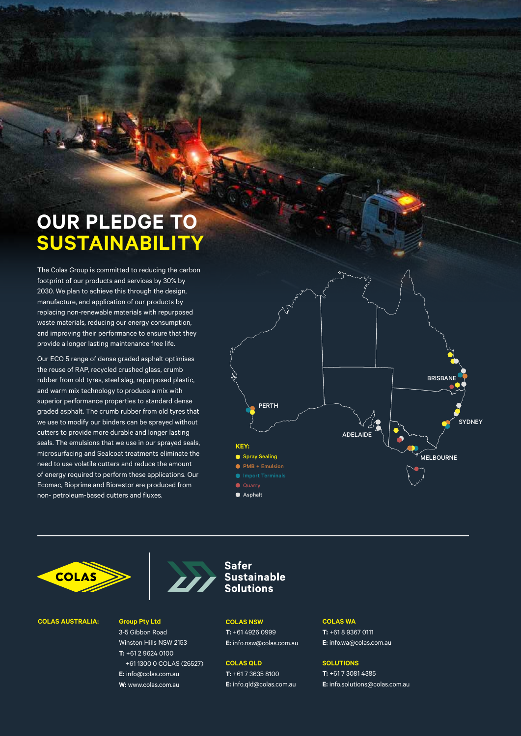# OUR PLEDGE TO SUSTAINABILITY

The Colas Group is committed to reducing the carbon footprint of our products and services by 30% by 2030. We plan to achieve this through the design, manufacture, and application of our products by replacing non-renewable materials with repurposed waste materials, reducing our energy consumption, and improving their performance to ensure that they provide a longer lasting maintenance free life.

Our ECO 5 range of dense graded asphalt optimises the reuse of RAP, recycled crushed glass, crumb rubber from old tyres, steel slag, repurposed plastic, and warm mix technology to produce a mix with superior performance properties to standard dense graded asphalt. The crumb rubber from old tyres that we use to modify our binders can be sprayed without cutters to provide more durable and longer lasting seals. The emulsions that we use in our sprayed seals, microsurfacing and Sealcoat treatments eliminate the need to use volatile cutters and reduce the amount of energy required to perform these applications. Our Ecomac, Bioprime and Biorestor are produced from non- petroleum-based cutters and fluxes.

BRISBANE

PERTH

SYDNEY

ADELAIDE

MELBOURNE

**KEY:**

- Spray Sealing
- PMB + Emulsion
- Import Terminals
- Quarry
- Asphalt

COLAS

**Safer Sustainable Solutions**

**COLAS AUSTRALIA:**

**Group Pty Ltd**
3-5 Gibbon Road
Winston Hills NSW 2153
**T:** +61 2 9624 0100
+61 1300 0 COLAS (26527)
**E:** info@colas.com.au
**W:** www.colas.com.au

**COLAS NSW**
**T:** +61 4926 0999
**E:** info.nsw@colas.com.au

**COLAS QLD**
**T:** +61 7 3635 8100
**E:** info.qld@colas.com.au

**COLAS WA**
**T:** +61 8 9367 0111
**E:** info.wa@colas.com.au

**SOLUTIONS**
**T:** +61 7 3081 4385
**E:** info.solutions@colas.com.au